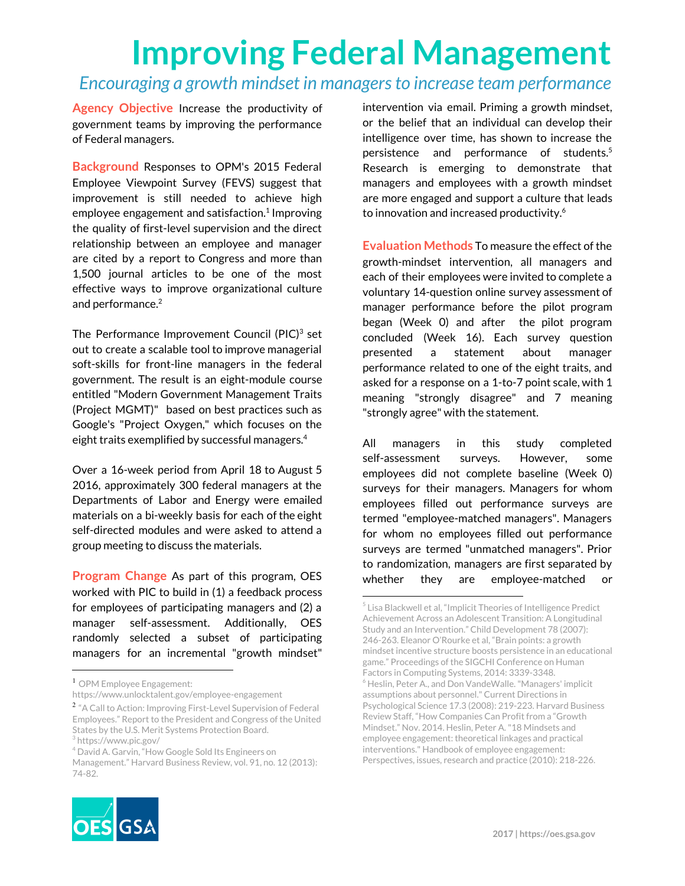# Improving Federal Management

*Encouraging a growth mindset in managers to increase team performance*

**Agency Objective** Increase the productivity of government teams by improving the performance of Federal managers.

**Background** Responses to OPM's 2015 Federal Employee Viewpoint Survey (FEVS) suggest that improvement is still needed to achieve high employee engagement and satisfaction.[1] Improving the quality of first-level supervision and the direct relationship between an employee and manager are cited by a report to Congress and more than 1,500 journal articles to be one of the most effective ways to improve organizational culture and performance.[2]

The Performance Improvement Council (PIC)[3] set out to create a scalable tool to improve managerial soft-skills for front-line managers in the federal government. The result is an eight-module course entitled "Modern Government Management Traits (Project MGMT)" based on best practices such as Google's "Project Oxygen," which focuses on the eight traits exemplified by successful managers.[4]

Over a 16-week period from April 18 to August 5 2016, approximately 300 federal managers at the Departments of Labor and Energy were emailed materials on a bi-weekly basis for each of the eight self-directed modules and were asked to attend a group meeting to discuss the materials.

**Program Change** As part of this program, OES worked with PIC to build in (1) a feedback process for employees of participating managers and (2) a manager self-assessment. Additionally, OES randomly selected a subset of participating managers for an incremental "growth mindset" intervention via email. Priming a growth mindset, or the belief that an individual can develop their intelligence over time, has shown to increase the persistence and performance of students.[5] Research is emerging to demonstrate that managers and employees with a growth mindset are more engaged and support a culture that leads to innovation and increased productivity.[6]

**Evaluation Methods** To measure the effect of the growth-mindset intervention, all managers and each of their employees were invited to complete a voluntary 14-question online survey assessment of manager performance before the pilot program began (Week 0) and after the pilot program concluded (Week 16). Each survey question presented a statement about manager performance related to one of the eight traits, and asked for a response on a 1-to-7 point scale, with 1 meaning "strongly disagree" and 7 meaning "strongly agree" with the statement.

All managers in this study completed self-assessment surveys. However, some employees did not complete baseline (Week 0) surveys for their managers. Managers for whom employees filled out performance surveys are termed "employee-matched managers". Managers for whom no employees filled out performance surveys are termed "unmatched managers". Prior to randomization, managers are first separated by whether they are employee-matched or

---

[1] OPM Employee Engagement: https://www.unlocktalent.gov/employee-engagement

[2] "A Call to Action: Improving First-Level Supervision of Federal Employees." Report to the President and Congress of the United States by the U.S. Merit Systems Protection Board.

[3] https://www.pic.gov/

[4] David A. Garvin, "How Google Sold Its Engineers on Management." Harvard Business Review, vol. 91, no. 12 (2013): 74-82.

[5] Lisa Blackwell et al, "Implicit Theories of Intelligence Predict Achievement Across an Adolescent Transition: A Longitudinal Study and an Intervention." Child Development 78 (2007): 246-263. Eleanor O'Rourke et al, "Brain points: a growth mindset incentive structure boosts persistence in an educational game." Proceedings of the SIGCHI Conference on Human Factors in Computing Systems, 2014: 3339-3348.

[6] Heslin, Peter A., and Don VandeWalle. "Managers' implicit assumptions about personnel." Current Directions in Psychological Science 17.3 (2008): 219-223. Harvard Business Review Staff, "How Companies Can Profit from a "Growth Mindset." Nov. 2014. Heslin, Peter A. "18 Mindsets and employee engagement: theoretical linkages and practical interventions." Handbook of employee engagement: Perspectives, issues, research and practice (2010): 218-226.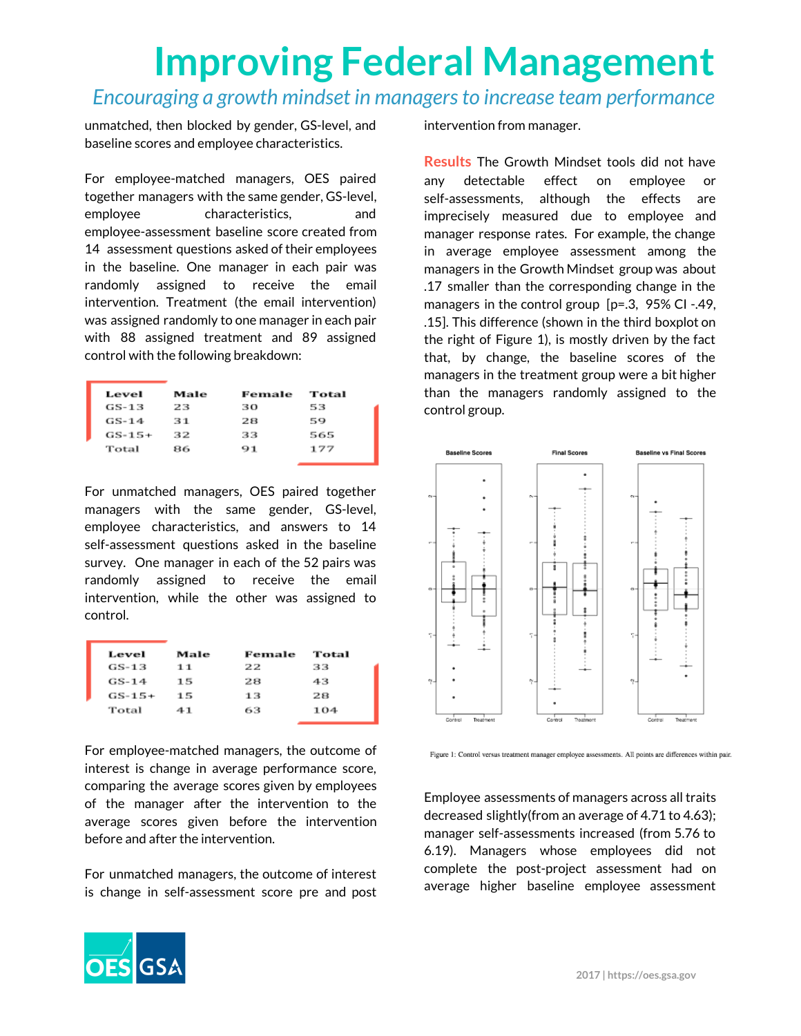# Improving Federal Management

*Encouraging a growth mindset in managers to increase team performance*

unmatched, then blocked by gender, GS-level, and baseline scores and employee characteristics.

For employee-matched managers, OES paired together managers with the same gender, GS-level, employee characteristics, and employee-assessment baseline score created from 14 assessment questions asked of their employees in the baseline. One manager in each pair was randomly assigned to receive the email intervention. Treatment (the email intervention) was assigned randomly to one manager in each pair with 88 assigned treatment and 89 assigned control with the following breakdown:

| Level | Male | Female | Total |
|---|---|---|---|
| GS-13 | 23 | 30 | 53 |
| GS-14 | 31 | 28 | 59 |
| GS-15+ | 32 | 33 | 565 |
| Total | 86 | 91 | 177 |

For unmatched managers, OES paired together managers with the same gender, GS-level, employee characteristics, and answers to 14 self-assessment questions asked in the baseline survey. One manager in each of the 52 pairs was randomly assigned to receive the email intervention, while the other was assigned to control.

| Level | Male | Female | Total |
|---|---|---|---|
| GS-13 | 11 | 22 | 33 |
| GS-14 | 15 | 28 | 43 |
| GS-15+ | 15 | 13 | 28 |
| Total | 41 | 63 | 104 |

For employee-matched managers, the outcome of interest is change in average performance score, comparing the average scores given by employees of the manager after the intervention to the average scores given before the intervention before and after the intervention.

For unmatched managers, the outcome of interest is change in self-assessment score pre and post intervention from manager.

**Results** The Growth Mindset tools did not have any detectable effect on employee or self-assessments, although the effects are imprecisely measured due to employee and manager response rates. For example, the change in average employee assessment among the managers in the Growth Mindset group was about .17 smaller than the corresponding change in the managers in the control group [p=.3, 95% CI -.49, .15]. This difference (shown in the third boxplot on the right of Figure 1), is mostly driven by the fact that, by change, the baseline scores of the managers in the treatment group were a bit higher than the managers randomly assigned to the control group.

Figure 1: Control versus treatment manager employee assessments. All points are differences within pair.

Employee assessments of managers across all traits decreased slightly(from an average of 4.71 to 4.63); manager self-assessments increased (from 5.76 to 6.19). Managers whose employees did not complete the post-project assessment had on average higher baseline employee assessment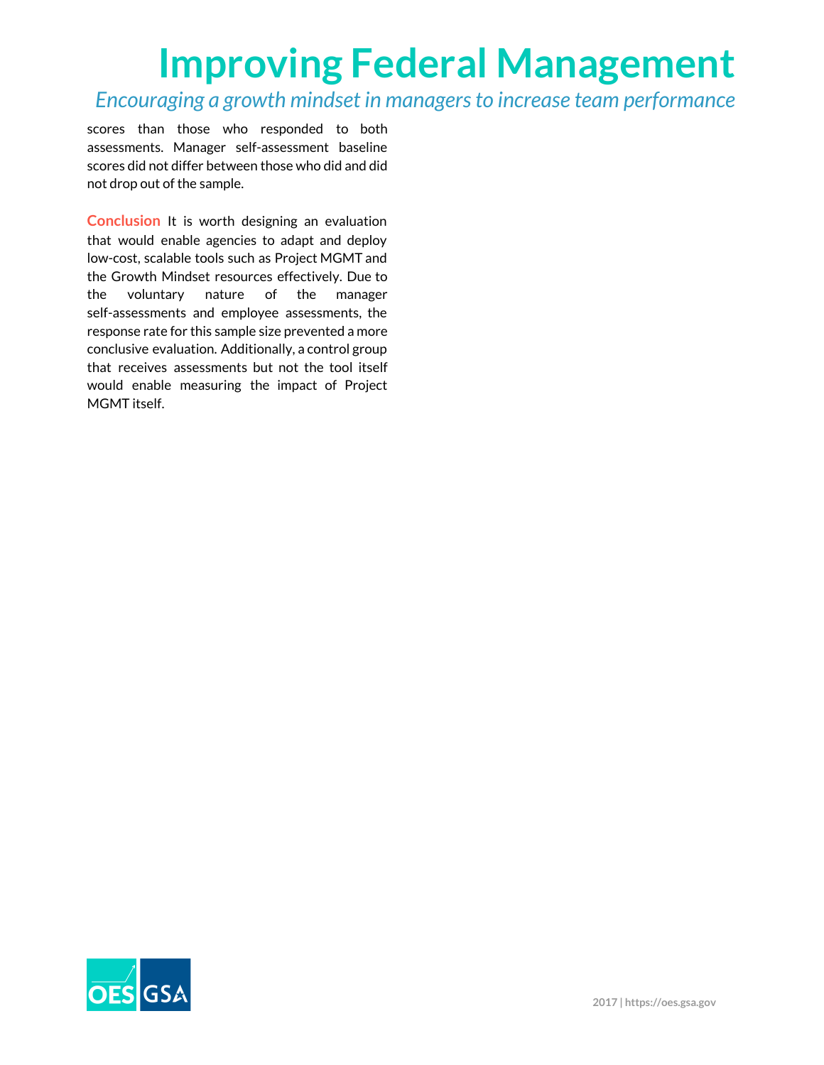scores than those who responded to both assessments. Manager self-assessment baseline scores did not differ between those who did and did not drop out of the sample.

**Conclusion** It is worth designing an evaluation that would enable agencies to adapt and deploy low-cost, scalable tools such as Project MGMT and the Growth Mindset resources effectively. Due to the voluntary nature of the manager self-assessments and employee assessments, the response rate for this sample size prevented a more conclusive evaluation. Additionally, a control group that receives assessments but not the tool itself would enable measuring the impact of Project MGMT itself.